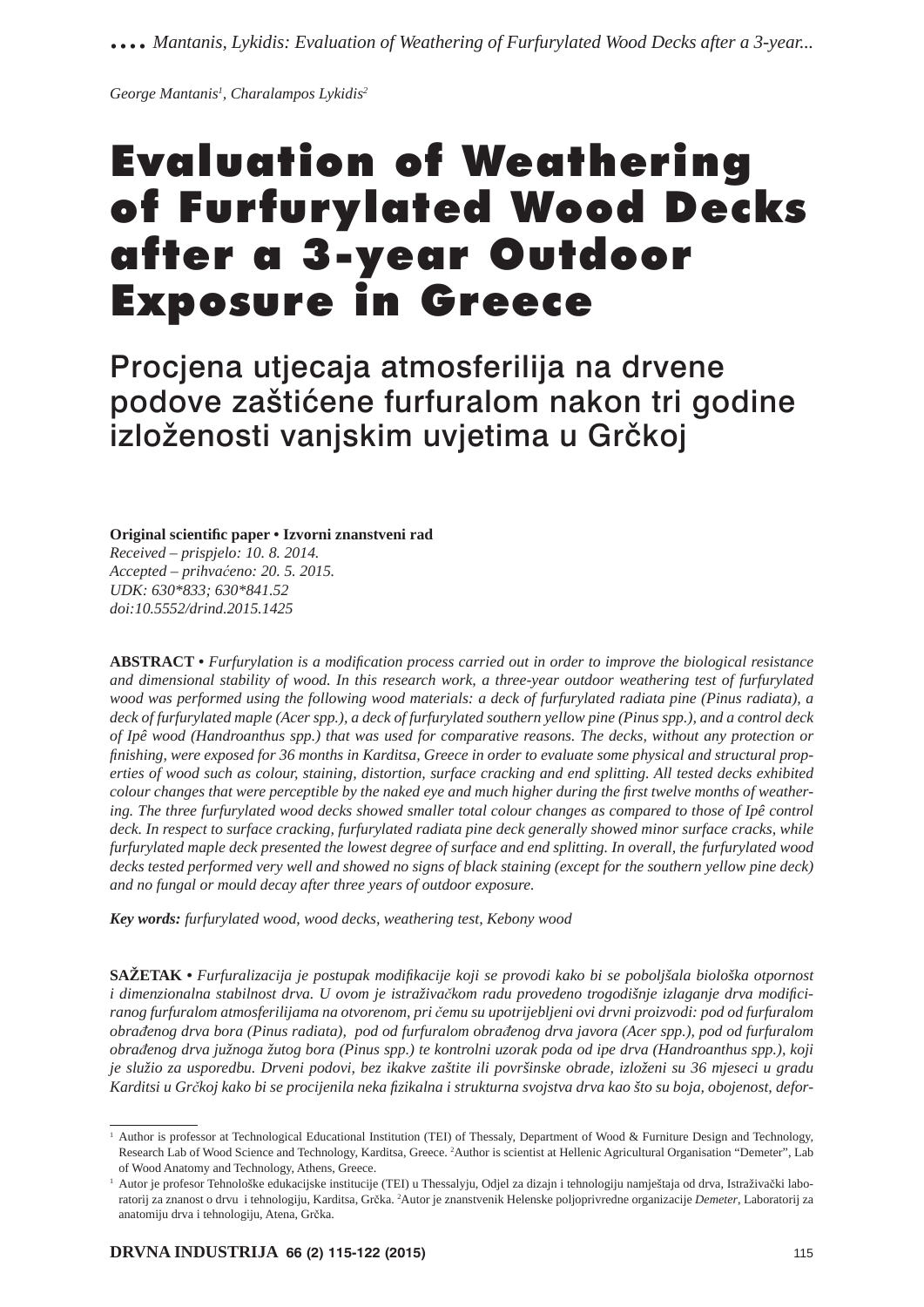George Mantanis[1], Charalampos Lykidis[2]

# Evaluation of Weathering of Furfurylated Wood Decks after a 3-year Outdoor Exposure in Greece

## Procjena utjecaja atmosferilija na drvene podove zaštićene furfuralom nakon tri godine izloženosti vanjskim uvjetima u Grčkoj

**Original scientific paper • Izvorni znanstveni rad**
*Received – prispjelo: 10. 8. 2014.*
*Accepted – prihvaćeno: 20. 5. 2015.*
*UDK: 630\*833; 630\*841.52*
*doi:10.5552/drind.2015.1425*

**ABSTRACT** • *Furfurylation is a modification process carried out in order to improve the biological resistance and dimensional stability of wood. In this research work, a three-year outdoor weathering test of furfurylated wood was performed using the following wood materials: a deck of furfurylated radiata pine (Pinus radiata), a deck of furfurylated maple (Acer spp.), a deck of furfurylated southern yellow pine (Pinus spp.), and a control deck of Ipê wood (Handroanthus spp.) that was used for comparative reasons. The decks, without any protection or finishing, were exposed for 36 months in Karditsa, Greece in order to evaluate some physical and structural properties of wood such as colour, staining, distortion, surface cracking and end splitting. All tested decks exhibited colour changes that were perceptible by the naked eye and much higher during the first twelve months of weathering. The three furfurylated wood decks showed smaller total colour changes as compared to those of Ipê control deck. In respect to surface cracking, furfurylated radiata pine deck generally showed minor surface cracks, while furfurylated maple deck presented the lowest degree of surface and end splitting. In overall, the furfurylated wood decks tested performed very well and showed no signs of black staining (except for the southern yellow pine deck) and no fungal or mould decay after three years of outdoor exposure.*

***Key words:*** *furfurylated wood, wood decks, weathering test, Kebony wood*

**SAŽETAK** • *Furfuralizacija je postupak modifikacije koji se provodi kako bi se poboljšala biološka otpornost i dimenzionalna stabilnost drva. U ovom je istraživačkom radu provedeno trogodišnje izlaganje drva modificiranog furfuralom atmosferilijama na otvorenom, pri čemu su upotrijebljeni ovi drvni proizvodi: pod od furfuralom obrađenog drva bora (Pinus radiata), pod od furfuralom obrađenog drva javora (Acer spp.), pod od furfuralom obrađenog drva južnoga žutog bora (Pinus spp.) te kontrolni uzorak poda od ipe drva (Handroanthus spp.), koji je služio za usporedbu. Drveni podovi, bez ikakve zaštite ili površinske obrade, izloženi su 36 mjeseci u gradu Karditsi u Grčkoj kako bi se procijenila neka fizikalna i strukturna svojstva drva kao što su boja, obojenost, defor-*

---

[1] Author is professor at Technological Educational Institution (TEI) of Thessaly, Department of Wood & Furniture Design and Technology, Research Lab of Wood Science and Technology, Karditsa, Greece. [2]Author is scientist at Hellenic Agricultural Organisation "Demeter", Lab of Wood Anatomy and Technology, Athens, Greece.

[1] Autor je profesor Tehnološke edukacijske institucije (TEI) u Thessalyju, Odjel za dizajn i tehnologiju namještaja od drva, Istraživački laboratorij za znanost o drvu i tehnologiju, Karditsa, Grčka. [2]Autor je znanstvenik Helenske poljoprivredne organizacije *Demeter*, Laboratorij za anatomiju drva i tehnologiju, Atena, Grčka.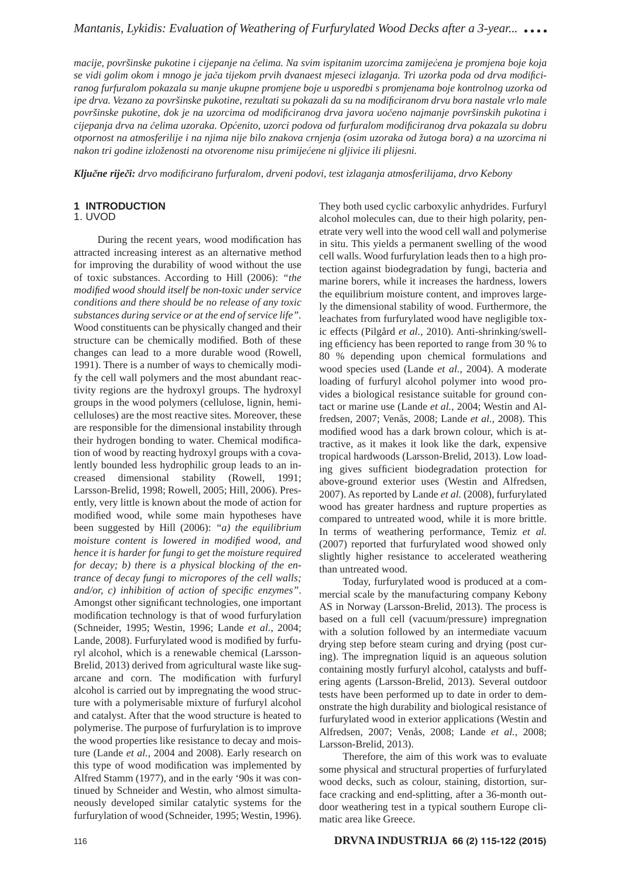*macije, površinske pukotine i cijepanje na čelima. Na svim ispitanim uzorcima zamijećena je promjena boje koja se vidi golim okom i mnogo je jača tijekom prvih dvanaest mjeseci izlaganja. Tri uzorka poda od drva modificiranog furfuralom pokazala su manje ukupne promjene boje u usporedbi s promjenama boje kontrolnog uzorka od ipe drva. Vezano za površinske pukotine, rezultati su pokazali da su na modificiranom drvu bora nastale vrlo male površinske pukotine, dok je na uzorcima od modificiranog drva javora uočeno najmanje površinskih pukotina i cijepanja drva na čelima uzoraka. Općenito, uzorci podova od furfuralom modificiranog drva pokazala su dobru otpornost na atmosferilije i na njima nije bilo znakova crnjenja (osim uzoraka od žutoga bora) a na uzorcima ni nakon tri godine izloženosti na otvorenome nisu primijećene ni gljivice ili plijesni.*

***Ključne riječi:*** *drvo modificirano furfuralom, drveni podovi, test izlaganja atmosferilijama, drvo Kebony*

## 1 INTRODUCTION
1. UVOD

During the recent years, wood modification has attracted increasing interest as an alternative method for improving the durability of wood without the use of toxic substances. According to Hill (2006): *"the modified wood should itself be non-toxic under service conditions and there should be no release of any toxic substances during service or at the end of service life"*. Wood constituents can be physically changed and their structure can be chemically modified. Both of these changes can lead to a more durable wood (Rowell, 1991). There is a number of ways to chemically modify the cell wall polymers and the most abundant reactivity regions are the hydroxyl groups. The hydroxyl groups in the wood polymers (cellulose, lignin, hemicelluloses) are the most reactive sites. Moreover, these are responsible for the dimensional instability through their hydrogen bonding to water. Chemical modification of wood by reacting hydroxyl groups with a covalently bounded less hydrophilic group leads to an increased dimensional stability (Rowell, 1991; Larsson-Brelid, 1998; Rowell, 2005; Hill, 2006). Presently, very little is known about the mode of action for modified wood, while some main hypotheses have been suggested by Hill (2006): *"a) the equilibrium moisture content is lowered in modified wood, and hence it is harder for fungi to get the moisture required for decay; b) there is a physical blocking of the entrance of decay fungi to micropores of the cell walls; and/or, c) inhibition of action of specific enzymes"*. Amongst other significant technologies, one important modification technology is that of wood furfurylation (Schneider, 1995; Westin, 1996; Lande *et al.*, 2004; Lande, 2008). Furfurylated wood is modified by furfuryl alcohol, which is a renewable chemical (Larsson-Brelid, 2013) derived from agricultural waste like sugarcane and corn. The modification with furfuryl alcohol is carried out by impregnating the wood structure with a polymerisable mixture of furfuryl alcohol and catalyst. After that the wood structure is heated to polymerise. The purpose of furfurylation is to improve the wood properties like resistance to decay and moisture (Lande *et al.*, 2004 and 2008). Early research on this type of wood modification was implemented by Alfred Stamm (1977), and in the early '90s it was continued by Schneider and Westin, who almost simultaneously developed similar catalytic systems for the furfurylation of wood (Schneider, 1995; Westin, 1996). They both used cyclic carboxylic anhydrides. Furfuryl alcohol molecules can, due to their high polarity, penetrate very well into the wood cell wall and polymerise in situ. This yields a permanent swelling of the wood cell walls. Wood furfurylation leads then to a high protection against biodegradation by fungi, bacteria and marine borers, while it increases the hardness, lowers the equilibrium moisture content, and improves largely the dimensional stability of wood. Furthermore, the leachates from furfurylated wood have negligible toxic effects (Pilgård *et al.*, 2010). Anti-shrinking/swelling efficiency has been reported to range from 30 % to 80 % depending upon chemical formulations and wood species used (Lande *et al.*, 2004). A moderate loading of furfuryl alcohol polymer into wood provides a biological resistance suitable for ground contact or marine use (Lande *et al.*, 2004; Westin and Alfredsen, 2007; Venås, 2008; Lande *et al.*, 2008). This modified wood has a dark brown colour, which is attractive, as it makes it look like the dark, expensive tropical hardwoods (Larsson-Brelid, 2013). Low loading gives sufficient biodegradation protection for above-ground exterior uses (Westin and Alfredsen, 2007). As reported by Lande *et al.* (2008), furfurylated wood has greater hardness and rupture properties as compared to untreated wood, while it is more brittle. In terms of weathering performance, Temiz *et al.* (2007) reported that furfurylated wood showed only slightly higher resistance to accelerated weathering than untreated wood.

Today, furfurylated wood is produced at a commercial scale by the manufacturing company Kebony AS in Norway (Larsson-Brelid, 2013). The process is based on a full cell (vacuum/pressure) impregnation with a solution followed by an intermediate vacuum drying step before steam curing and drying (post curing). The impregnation liquid is an aqueous solution containing mostly furfuryl alcohol, catalysts and buffering agents (Larsson-Brelid, 2013). Several outdoor tests have been performed up to date in order to demonstrate the high durability and biological resistance of furfurylated wood in exterior applications (Westin and Alfredsen, 2007; Venås, 2008; Lande *et al.*, 2008; Larsson-Brelid, 2013).

Therefore, the aim of this work was to evaluate some physical and structural properties of furfurylated wood decks, such as colour, staining, distortion, surface cracking and end-splitting, after a 36-month outdoor weathering test in a typical southern Europe climatic area like Greece.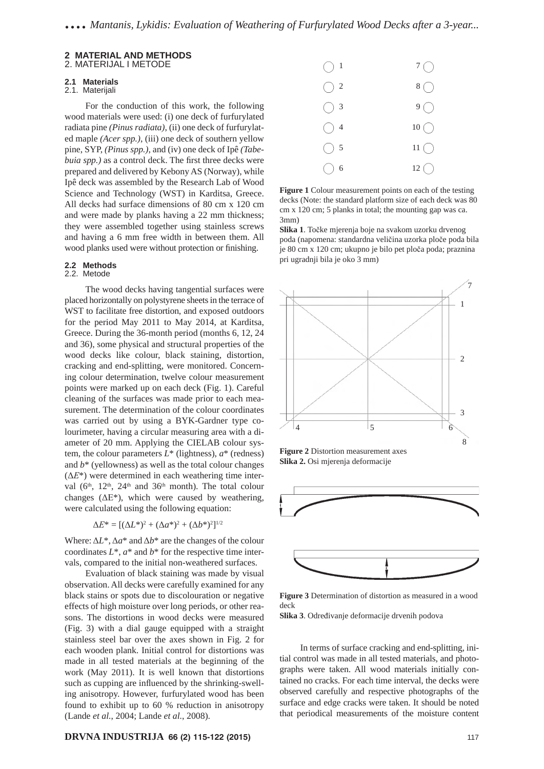## 2 MATERIAL AND METHODS
2. MATERIJAL I METODE

### 2.1 Materials
2.1. Materijali

For the conduction of this work, the following wood materials were used: (i) one deck of furfurylated radiata pine *(Pinus radiata)*, (ii) one deck of furfurylated maple *(Acer spp.)*, (iii) one deck of southern yellow pine, SYP, *(Pinus spp.)*, and (iv) one deck of Ipê *(Tabebuia spp.)* as a control deck. The first three decks were prepared and delivered by Kebony AS (Norway), while Ipê deck was assembled by the Research Lab of Wood Science and Technology (WST) in Karditsa, Greece. All decks had surface dimensions of 80 cm x 120 cm and were made by planks having a 22 mm thickness; they were assembled together using stainless screws and having a 6 mm free width in between them. All wood planks used were without protection or finishing.

### 2.2 Methods
2.2. Metode

The wood decks having tangential surfaces were placed horizontally on polystyrene sheets in the terrace of WST to facilitate free distortion, and exposed outdoors for the period May 2011 to May 2014, at Karditsa, Greece. During the 36-month period (months 6, 12, 24 and 36), some physical and structural properties of the wood decks like colour, black staining, distortion, cracking and end-splitting, were monitored. Concerning colour determination, twelve colour measurement points were marked up on each deck (Fig. 1). Careful cleaning of the surfaces was made prior to each measurement. The determination of the colour coordinates was carried out by using a BYK-Gardner type colourimeter, having a circular measuring area with a diameter of 20 mm. Applying the CIELAB colour system, the colour parameters $L^*$ (lightness), $a^*$ (redness) and $b^*$ (yellowness) as well as the total colour changes ($\Delta E^*$) were determined in each weathering time interval ($6^{th}$, $12^{th}$, $24^{th}$ and $36^{th}$ month). The total colour changes ($\Delta E^*$), which were caused by weathering, were calculated using the following equation:

$$\Delta E^* = [(\Delta L^*)^2 + (\Delta a^*)^2 + (\Delta b^*)^2]^{1/2}$$

Where: $\Delta L^*$, $\Delta a^*$ and $\Delta b^*$ are the changes of the colour coordinates $L^*$, $a^*$ and $b^*$ for the respective time intervals, compared to the initial non-weathered surfaces.

Evaluation of black staining was made by visual observation. All decks were carefully examined for any black stains or spots due to discolouration or negative effects of high moisture over long periods, or other reasons. The distortions in wood decks were measured (Fig. 3) with a dial gauge equipped with a straight stainless steel bar over the axes shown in Fig. 2 for each wooden plank. Initial control for distortions was made in all tested materials at the beginning of the work (May 2011). It is well known that distortions such as cupping are influenced by the shrinking-swelling anisotropy. However, furfurylated wood has been found to exhibit up to 60 % reduction in anisotropy (Lande *et al.*, 2004; Lande *et al.*, 2008).

**Figure 1** Colour measurement points on each of the testing decks (Note: the standard platform size of each deck was 80 cm x 120 cm; 5 planks in total; the mounting gap was ca. 3mm)

**Slika 1**. Točke mjerenja boje na svakom uzorku drvenog poda (napomena: standardna veličina uzorka ploče poda bila je 80 cm x 120 cm; ukupno je bilo pet ploča poda; praznina pri ugradnji bila je oko 3 mm)

**Figure 2** Distortion measurement axes

**Slika 2.** Osi mjerenja deformacije

**Figure 3** Determination of distortion as measured in a wood deck

**Slika 3**. Određivanje deformacije drvenih podova

In terms of surface cracking and end-splitting, initial control was made in all tested materials, and photographs were taken. All wood materials initially contained no cracks. For each time interval, the decks were observed carefully and respective photographs of the surface and edge cracks were taken. It should be noted that periodical measurements of the moisture content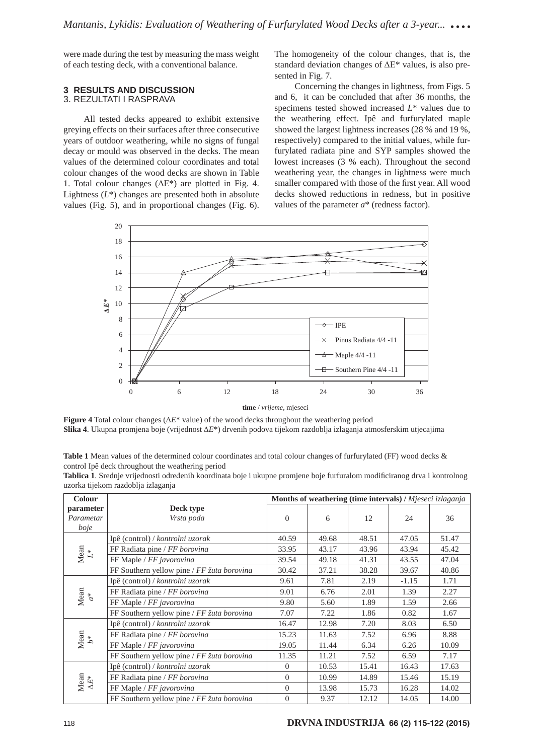were made during the test by measuring the mass weight of each testing deck, with a conventional balance.

## 3 RESULTS AND DISCUSSION
## 3. REZULTATI I RASPRAVA

All tested decks appeared to exhibit extensive greying effects on their surfaces after three consecutive years of outdoor weathering, while no signs of fungal decay or mould was observed in the decks. The mean values of the determined colour coordinates and total colour changes of the wood decks are shown in Table 1. Total colour changes ($\Delta E^*$) are plotted in Fig. 4. Lightness ($L^*$) changes are presented both in absolute values (Fig. 5), and in proportional changes (Fig. 6). The homogeneity of the colour changes, that is, the standard deviation changes of $\Delta E^*$ values, is also presented in Fig. 7.

Concerning the changes in lightness, from Figs. 5 and 6, it can be concluded that after 36 months, the specimens tested showed increased $L^*$ values due to the weathering effect. Ipê and furfurylated maple showed the largest lightness increases (28 % and 19 %, respectively) compared to the initial values, while furfurylated radiata pine and SYP samples showed the lowest increases (3 % each). Throughout the second weathering year, the changes in lightness were much smaller compared with those of the first year. All wood decks showed reductions in redness, but in positive values of the parameter $a^*$ (redness factor).

**Figure 4** Total colour changes ($\Delta E^*$ value) of the wood decks throughout the weathering period
**Slika 4**. Ukupna promjena boje (vrijednost $\Delta E^*$) drvenih podova tijekom razdoblja izlaganja atmosferskim utjecajima

**Table 1** Mean values of the determined colour coordinates and total colour changes of furfurylated (FF) wood decks & control Ipê deck throughout the weathering period
**Tablica 1**. Srednje vrijednosti određenih koordinata boje i ukupne promjene boje furfuralom modificiranog drva i kontrolnog uzorka tijekom razdoblja izlaganja

| Colour parameter *Parametar boje* | Deck type *Vrsta poda* | Months of weathering (time intervals) / *Mjeseci izlaganja* | | | | |
|---|---|---|---|---|---|---|
| | | 0 | 6 | 12 | 24 | 36 |
| Mean $L^*$ | Ipê (control) / *kontrolni uzorak* | 40.59 | 49.68 | 48.51 | 47.05 | 51.47 |
| | FF Radiata pine / *FF borovina* | 33.95 | 43.17 | 43.96 | 43.94 | 45.42 |
| | FF Maple / *FF javorovina* | 39.54 | 49.18 | 41.31 | 43.55 | 47.04 |
| | FF Southern yellow pine / *FF žuta borovina* | 30.42 | 37.21 | 38.28 | 39.67 | 40.86 |
| Mean $a^*$ | Ipê (control) / *kontrolni uzorak* | 9.61 | 7.81 | 2.19 | -1.15 | 1.71 |
| | FF Radiata pine / *FF borovina* | 9.01 | 6.76 | 2.01 | 1.39 | 2.27 |
| | FF Maple / *FF javorovina* | 9.80 | 5.60 | 1.89 | 1.59 | 2.66 |
| | FF Southern yellow pine / *FF žuta borovina* | 7.07 | 7.22 | 1.86 | 0.82 | 1.67 |
| Mean $b^*$ | Ipê (control) / *kontrolni uzorak* | 16.47 | 12.98 | 7.20 | 8.03 | 6.50 |
| | FF Radiata pine / *FF borovina* | 15.23 | 11.63 | 7.52 | 6.96 | 8.88 |
| | FF Maple / *FF javorovina* | 19.05 | 11.44 | 6.34 | 6.26 | 10.09 |
| | FF Southern yellow pine / *FF žuta borovina* | 11.35 | 11.21 | 7.52 | 6.59 | 7.17 |
| Mean $\Delta E^*$ | Ipê (control) / *kontrolni uzorak* | 0 | 10.53 | 15.41 | 16.43 | 17.63 |
| | FF Radiata pine / *FF borovina* | 0 | 10.99 | 14.89 | 15.46 | 15.19 |
| | FF Maple / *FF javorovina* | 0 | 13.98 | 15.73 | 16.28 | 14.02 |
| | FF Southern yellow pine / *FF žuta borovina* | 0 | 9.37 | 12.12 | 14.05 | 14.00 |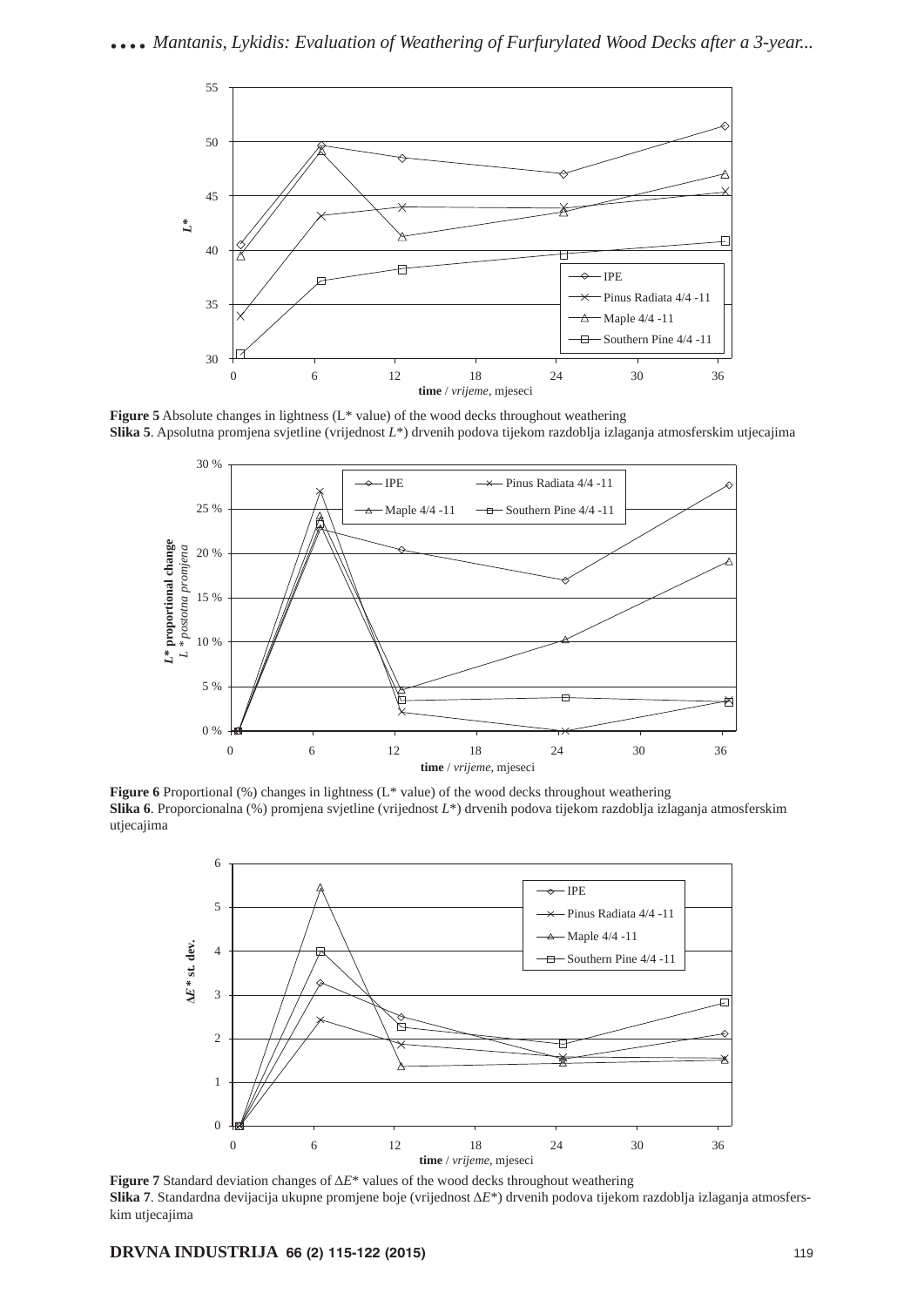Figure 5 Absolute changes in lightness (L* value) of the wood decks throughout weathering

**Slika 5**. Apsolutna promjena svjetline (vrijednost *L*\*) drvenih podova tijekom razdoblja izlaganja atmosferskim utjecajima

**Figure 6** Proportional (%) changes in lightness (L* value) of the wood decks throughout weathering

**Slika 6**. Proporcionalna (%) promjena svjetline (vrijednost *L*\*) drvenih podova tijekom razdoblja izlaganja atmosferskim utjecajima

**Figure 7** Standard deviation changes of $\Delta E^*$ values of the wood decks throughout weathering

**Slika 7**. Standardna devijacija ukupne promjene boje (vrijednost $\Delta E^*$) drvenih podova tijekom razdoblja izlaganja atmosferskim utjecajima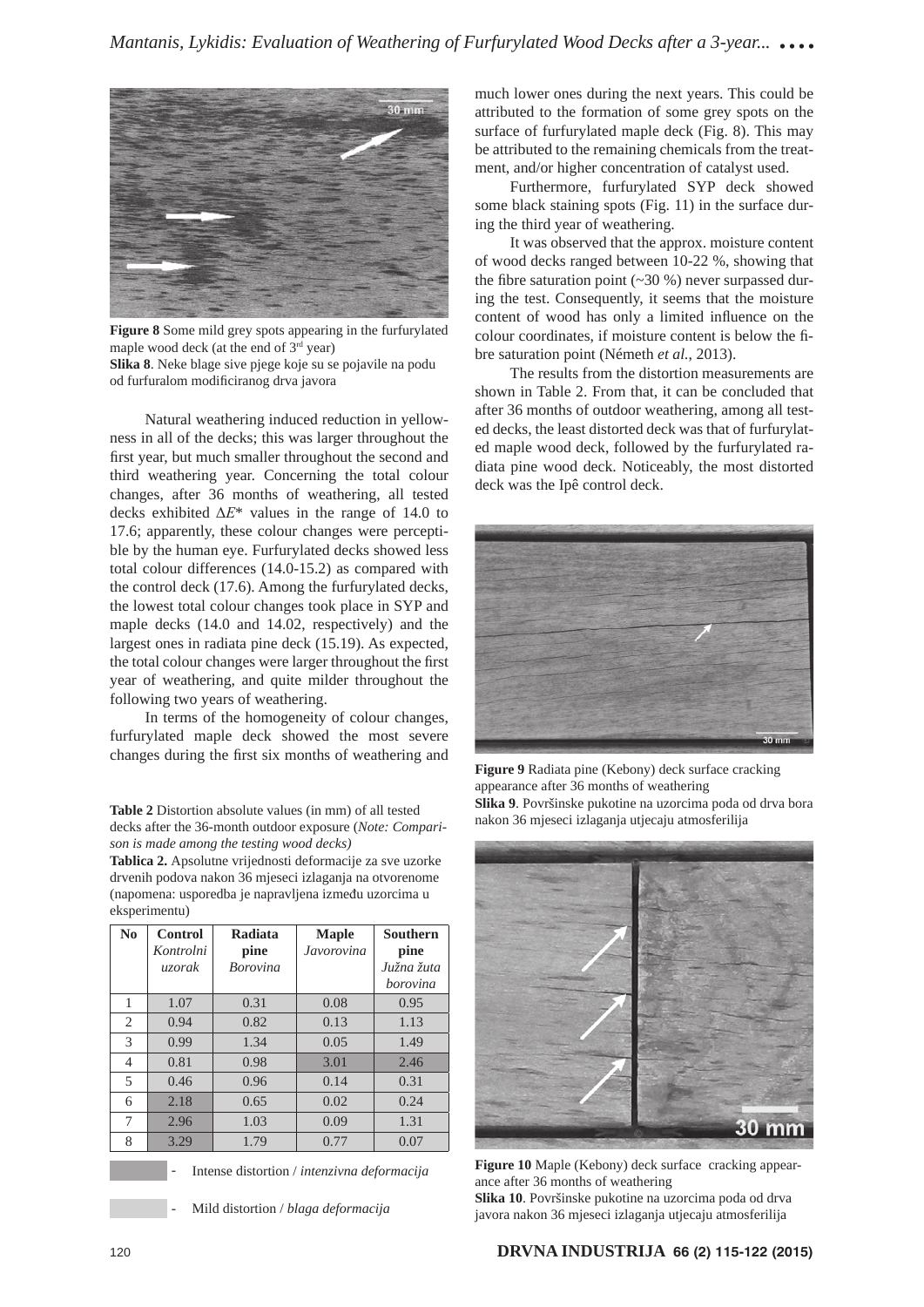**Figure 8** Some mild grey spots appearing in the furfurylated maple wood deck (at the end of 3rd year)
**Slika 8**. Neke blage sive pjege koje su se pojavile na podu od furfuralom modificiranog drva javora

Natural weathering induced reduction in yellowness in all of the decks; this was larger throughout the first year, but much smaller throughout the second and third weathering year. Concerning the total colour changes, after 36 months of weathering, all tested decks exhibited Δ*E** values in the range of 14.0 to 17.6; apparently, these colour changes were perceptible by the human eye. Furfurylated decks showed less total colour differences (14.0-15.2) as compared with the control deck (17.6). Among the furfurylated decks, the lowest total colour changes took place in SYP and maple decks (14.0 and 14.02, respectively) and the largest ones in radiata pine deck (15.19). As expected, the total colour changes were larger throughout the first year of weathering, and quite milder throughout the following two years of weathering.

In terms of the homogeneity of colour changes, furfurylated maple deck showed the most severe changes during the first six months of weathering and much lower ones during the next years. This could be attributed to the formation of some grey spots on the surface of furfurylated maple deck (Fig. 8). This may be attributed to the remaining chemicals from the treatment, and/or higher concentration of catalyst used.

Furthermore, furfurylated SYP deck showed some black staining spots (Fig. 11) in the surface during the third year of weathering.

It was observed that the approx. moisture content of wood decks ranged between 10-22 %, showing that the fibre saturation point (~30 %) never surpassed during the test. Consequently, it seems that the moisture content of wood has only a limited influence on the colour coordinates, if moisture content is below the fibre saturation point (Németh *et al.*, 2013).

The results from the distortion measurements are shown in Table 2. From that, it can be concluded that after 36 months of outdoor weathering, among all tested decks, the least distorted deck was that of furfurylated maple wood deck, followed by the furfurylated radiata pine wood deck. Noticeably, the most distorted deck was the Ipê control deck.

**Table 2** Distortion absolute values (in mm) of all tested decks after the 36-month outdoor exposure (*Note: Comparison is made among the testing wood decks)*
**Tablica 2.** Apsolutne vrijednosti deformacije za sve uzorke drvenih podova nakon 36 mjeseci izlaganja na otvorenome (napomena: usporedba je napravljena između uzorcima u eksperimentu)

| No | Control *Kontrolni uzorak* | Radiata pine *Borovina* | Maple *Javorovina* | Southern pine *Južna žuta borovina* |
|---|---|---|---|---|
| 1 | 1.07 | 0.31 | 0.08 | 0.95 |
| 2 | 0.94 | 0.82 | 0.13 | 1.13 |
| 3 | 0.99 | 1.34 | 0.05 | 1.49 |
| 4 | 0.81 | 0.98 | 3.01 | 2.46 |
| 5 | 0.46 | 0.96 | 0.14 | 0.31 |
| 6 | 2.18 | 0.65 | 0.02 | 0.24 |
| 7 | 2.96 | 1.03 | 0.09 | 1.31 |
| 8 | 3.29 | 1.79 | 0.77 | 0.07 |

- Intense distortion / *intenzivna deformacija*
- Mild distortion / *blaga deformacija*

**Figure 9** Radiata pine (Kebony) deck surface cracking appearance after 36 months of weathering
**Slika 9**. Površinske pukotine na uzorcima poda od drva bora nakon 36 mjeseci izlaganja utjecaju atmosferilija

**Figure 10** Maple (Kebony) deck surface cracking appearance after 36 months of weathering
**Slika 10**. Površinske pukotine na uzorcima poda od drva javora nakon 36 mjeseci izlaganja utjecaju atmosferilija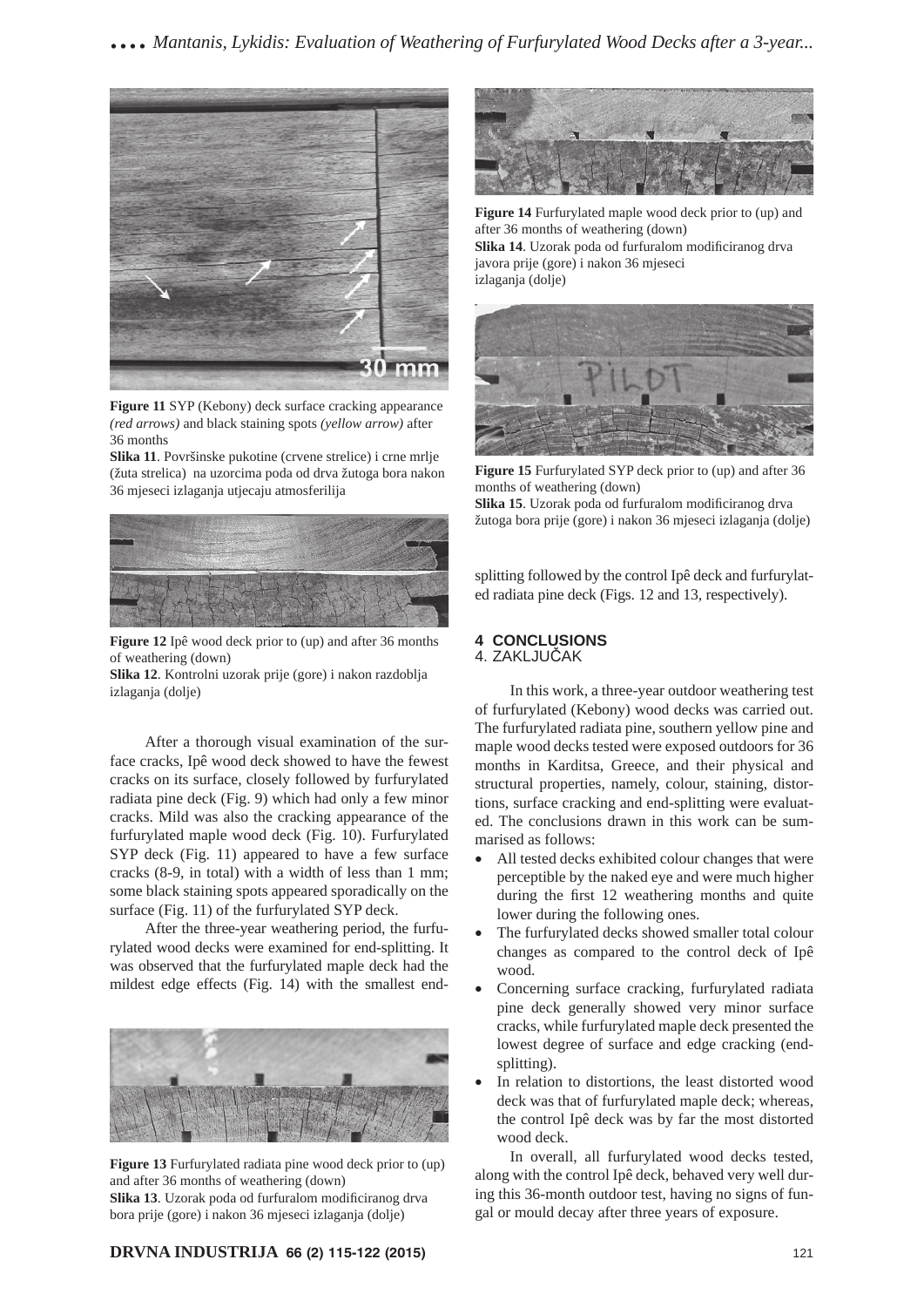**Figure 11** SYP (Kebony) deck surface cracking appearance *(red arrows)* and black staining spots *(yellow arrow)* after 36 months

**Slika 11**. Površinske pukotine (crvene strelice) i crne mrlje (žuta strelica) na uzorcima poda od drva žutoga bora nakon 36 mjeseci izlaganja utjecaju atmosferilija

**Figure 12** Ipê wood deck prior to (up) and after 36 months of weathering (down)

**Slika 12**. Kontrolni uzorak prije (gore) i nakon razdoblja izlaganja (dolje)

After a thorough visual examination of the surface cracks, Ipê wood deck showed to have the fewest cracks on its surface, closely followed by furfurylated radiata pine deck (Fig. 9) which had only a few minor cracks. Mild was also the cracking appearance of the furfurylated maple wood deck (Fig. 10). Furfurylated SYP deck (Fig. 11) appeared to have a few surface cracks (8-9, in total) with a width of less than 1 mm; some black staining spots appeared sporadically on the surface (Fig. 11) of the furfurylated SYP deck.

After the three-year weathering period, the furfurylated wood decks were examined for end-splitting. It was observed that the furfurylated maple deck had the mildest edge effects (Fig. 14) with the smallest end-splitting followed by the control Ipê deck and furfurylated radiata pine deck (Figs. 12 and 13, respectively).

**Figure 13** Furfurylated radiata pine wood deck prior to (up) and after 36 months of weathering (down)

**Slika 13**. Uzorak poda od furfuralom modificiranog drva bora prije (gore) i nakon 36 mjeseci izlaganja (dolje)

**Figure 14** Furfurylated maple wood deck prior to (up) and after 36 months of weathering (down)

**Slika 14**. Uzorak poda od furfuralom modificiranog drva javora prije (gore) i nakon 36 mjeseci izlaganja (dolje)

**Figure 15** Furfurylated SYP deck prior to (up) and after 36 months of weathering (down)

**Slika 15**. Uzorak poda od furfuralom modificiranog drva žutoga bora prije (gore) i nakon 36 mjeseci izlaganja (dolje)

## 4 CONCLUSIONS
## 4. ZAKLJUČAK

In this work, a three-year outdoor weathering test of furfurylated (Kebony) wood decks was carried out. The furfurylated radiata pine, southern yellow pine and maple wood decks tested were exposed outdoors for 36 months in Karditsa, Greece, and their physical and structural properties, namely, colour, staining, distortions, surface cracking and end-splitting were evaluated. The conclusions drawn in this work can be summarised as follows:

- All tested decks exhibited colour changes that were perceptible by the naked eye and were much higher during the first 12 weathering months and quite lower during the following ones.
- The furfurylated decks showed smaller total colour changes as compared to the control deck of Ipê wood.
- Concerning surface cracking, furfurylated radiata pine deck generally showed very minor surface cracks, while furfurylated maple deck presented the lowest degree of surface and edge cracking (end-splitting).
- In relation to distortions, the least distorted wood deck was that of furfurylated maple deck; whereas, the control Ipê deck was by far the most distorted wood deck.

In overall, all furfurylated wood decks tested, along with the control Ipê deck, behaved very well during this 36-month outdoor test, having no signs of fungal or mould decay after three years of exposure.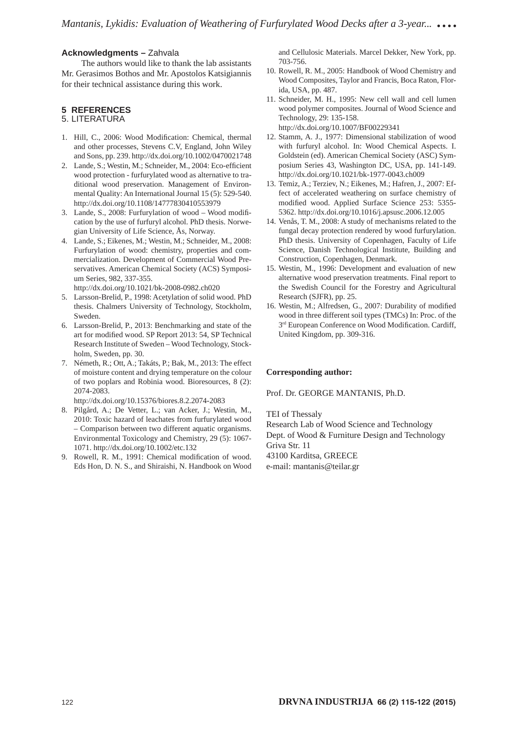**Acknowledgments –** Zahvala

The authors would like to thank the lab assistants Mr. Gerasimos Bothos and Mr. Apostolos Katsigiannis for their technical assistance during this work.

## 5 REFERENCES
5. LITERATURA

1. Hill, C., 2006: Wood Modification: Chemical, thermal and other processes, Stevens C.V, England, John Wiley and Sons, pp. 239. http://dx.doi.org/10.1002/0470021748
2. Lande, S.; Westin, M.; Schneider, M., 2004: Eco-efficient wood protection - furfurylated wood as alternative to traditional wood preservation. Management of Environmental Quality: An International Journal 15 (5): 529-540. http://dx.doi.org/10.1108/14777830410553979
3. Lande, S., 2008: Furfurylation of wood – Wood modification by the use of furfuryl alcohol. PhD thesis. Norwegian University of Life Science, Ås, Norway.
4. Lande, S.; Eikenes, M.; Westin, M.; Schneider, M., 2008: Furfurylation of wood: chemistry, properties and commercialization. Development of Commercial Wood Preservatives. American Chemical Society (ACS) Symposium Series, 982, 337-355. http://dx.doi.org/10.1021/bk-2008-0982.ch020
5. Larsson-Brelid, P., 1998: Acetylation of solid wood. PhD thesis. Chalmers University of Technology, Stockholm, Sweden.
6. Larsson-Brelid, P., 2013: Benchmarking and state of the art for modified wood. SP Report 2013: 54, SP Technical Research Institute of Sweden – Wood Technology, Stockholm, Sweden, pp. 30.
7. Németh, R.; Ott, A.; Takáts, P.; Bak, M., 2013: The effect of moisture content and drying temperature on the colour of two poplars and Robinia wood. Bioresources, 8 (2): 2074-2083. http://dx.doi.org/10.15376/biores.8.2.2074-2083
8. Pilgård, A.; De Vetter, L.; van Acker, J.; Westin, M., 2010: Toxic hazard of leachates from furfurylated wood – Comparison between two different aquatic organisms. Environmental Toxicology and Chemistry, 29 (5): 1067-1071. http://dx.doi.org/10.1002/etc.132
9. Rowell, R. M., 1991: Chemical modification of wood. Eds Hon, D. N. S., and Shiraishi, N. Handbook on Wood and Cellulosic Materials. Marcel Dekker, New York, pp. 703-756.
10. Rowell, R. M., 2005: Handbook of Wood Chemistry and Wood Composites, Taylor and Francis, Boca Raton, Florida, USA, pp. 487.
11. Schneider, M. H., 1995: New cell wall and cell lumen wood polymer composites. Journal of Wood Science and Technology, 29: 135-158. http://dx.doi.org/10.1007/BF00229341
12. Stamm, A. J., 1977: Dimensional stabilization of wood with furfuryl alcohol. In: Wood Chemical Aspects. I. Goldstein (ed). American Chemical Society (ASC) Symposium Series 43, Washington DC, USA, pp. 141-149. http://dx.doi.org/10.1021/bk-1977-0043.ch009
13. Temiz, A.; Terziev, N.; Eikenes, M.; Hafren, J., 2007: Effect of accelerated weathering on surface chemistry of modified wood. Applied Surface Science 253: 5355-5362. http://dx.doi.org/10.1016/j.apsusc.2006.12.005
14. Venås, T. M., 2008: A study of mechanisms related to the fungal decay protection rendered by wood furfurylation. PhD thesis. University of Copenhagen, Faculty of Life Science, Danish Technological Institute, Building and Construction, Copenhagen, Denmark.
15. Westin, M., 1996: Development and evaluation of new alternative wood preservation treatments. Final report to the Swedish Council for the Forestry and Agricultural Research (SJFR), pp. 25.
16. Westin, M.; Alfredsen, G., 2007: Durability of modified wood in three different soil types (TMCs) In: Proc. of the 3rd European Conference on Wood Modification. Cardiff, United Kingdom, pp. 309-316.

**Corresponding author:**

Prof. Dr. GEORGE MANTANIS, Ph.D.

TEI of Thessaly
Research Lab of Wood Science and Technology
Dept. of Wood & Furniture Design and Technology
Griva Str. 11
43100 Karditsa, GREECE
e-mail: mantanis@teilar.gr